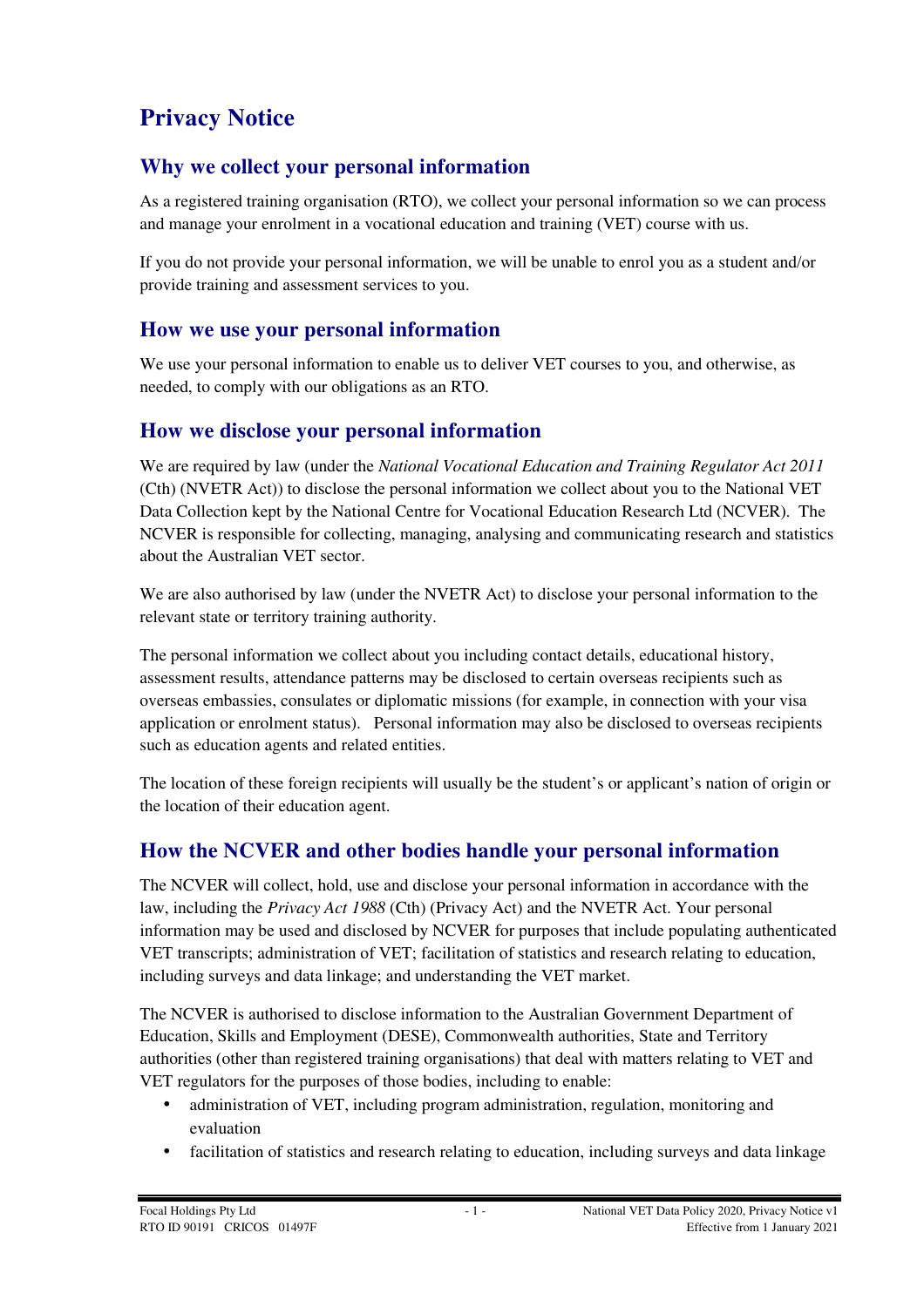# Privacy Notice

## Why we collect your personal information

As a registered training organisation (RTO), we collect your personal information so we can process and manage your enrolment in a vocational education and training (VET) course with us.

If you do not provide your personal information, we will be unable to enrol you as a student and/or provide training and assessment services to you.

## How we use your personal information

We use your personal information to enable us to deliver VET courses to you, and otherwise, as needed, to comply with our obligations as an RTO.

## How we disclose your personal information

We are required by law (under the *National Vocational Education and Training Regulator Act 2011* (Cth) (NVETR Act)) to disclose the personal information we collect about you to the National VET Data Collection kept by the National Centre for Vocational Education Research Ltd (NCVER). The NCVER is responsible for collecting, managing, analysing and communicating research and statistics about the Australian VET sector.

We are also authorised by law (under the NVETR Act) to disclose your personal information to the relevant state or territory training authority.

The personal information we collect about you including contact details, educational history, assessment results, attendance patterns may be disclosed to certain overseas recipients such as overseas embassies, consulates or diplomatic missions (for example, in connection with your visa application or enrolment status). Personal information may also be disclosed to overseas recipients such as education agents and related entities.

The location of these foreign recipients will usually be the student's or applicant's nation of origin or the location of their education agent.

## How the NCVER and other bodies handle your personal information

The NCVER will collect, hold, use and disclose your personal information in accordance with the law, including the *Privacy Act 1988* (Cth) (Privacy Act) and the NVETR Act. Your personal information may be used and disclosed by NCVER for purposes that include populating authenticated VET transcripts; administration of VET; facilitation of statistics and research relating to education, including surveys and data linkage; and understanding the VET market.

The NCVER is authorised to disclose information to the Australian Government Department of Education, Skills and Employment (DESE), Commonwealth authorities, State and Territory authorities (other than registered training organisations) that deal with matters relating to VET and VET regulators for the purposes of those bodies, including to enable:

- administration of VET, including program administration, regulation, monitoring and evaluation
- facilitation of statistics and research relating to education, including surveys and data linkage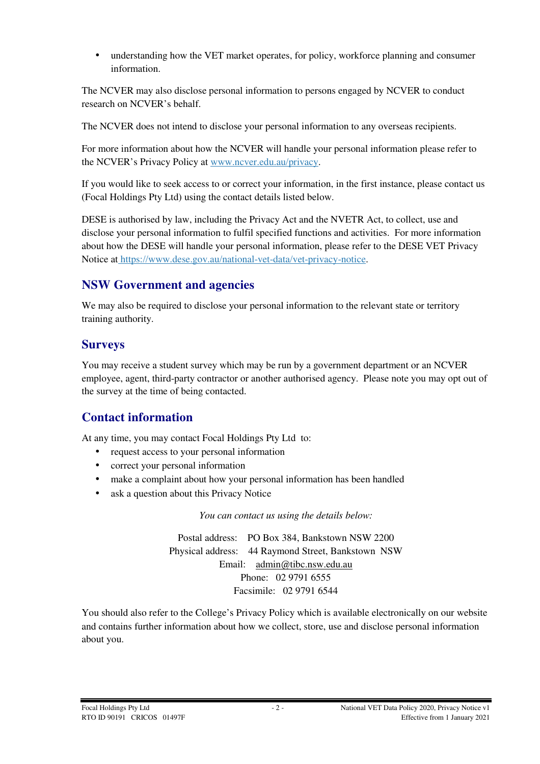- understanding how the VET market operates, for policy, workforce planning and consumer information.

The NCVER may also disclose personal information to persons engaged by NCVER to conduct research on NCVER's behalf.

The NCVER does not intend to disclose your personal information to any overseas recipients.

For more information about how the NCVER will handle your personal information please refer to the NCVER's Privacy Policy at [www.ncver.edu.au/privacy](www.ncver.edu.au/privacy).

If you would like to seek access to or correct your information, in the first instance, please contact us (Focal Holdings Pty Ltd) using the contact details listed below.

DESE is authorised by law, including the Privacy Act and the NVETR Act, to collect, use and disclose your personal information to fulfil specified functions and activities. For more information about how the DESE will handle your personal information, please refer to the DESE VET Privacy Notice at [https://www.dese.gov.au/national-vet-data/vet-privacy-notice](https://www.dese.gov.au/national-vet-data/vet-privacy-notice).

## NSW Government and agencies

We may also be required to disclose your personal information to the relevant state or territory training authority.

## Surveys

You may receive a student survey which may be run by a government department or an NCVER employee, agent, third-party contractor or another authorised agency. Please note you may opt out of the survey at the time of being contacted.

## Contact information

At any time, you may contact Focal Holdings Pty Ltd to:

- request access to your personal information
- correct your personal information
- make a complaint about how your personal information has been handled
- ask a question about this Privacy Notice

*You can contact us using the details below:*

Postal address: PO Box 384, Bankstown NSW 2200
Physical address: 44 Raymond Street, Bankstown NSW
Email: admin@tibc.nsw.edu.au
Phone: 02 9791 6555
Facsimile: 02 9791 6544

You should also refer to the College's Privacy Policy which is available electronically on our website and contains further information about how we collect, store, use and disclose personal information about you.